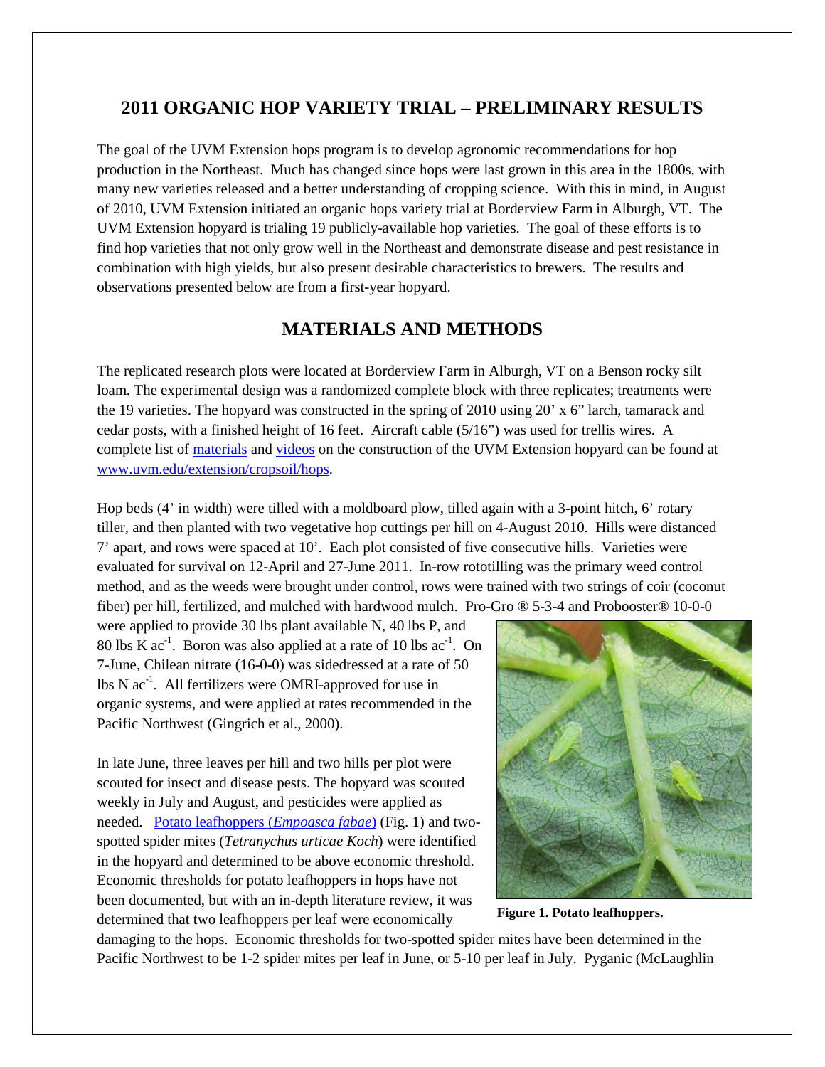## 2011 ORGANIC HOP VARIETY TRIAL – PRELIMINARY RESULTS

The goal of the UVM Extension hops program is to develop agronomic recommendations for hop production in the Northeast. Much has changed since hops were last grown in this area in the 1800s, with many new varieties released and a better understanding of cropping science. With this in mind, in August of 2010, UVM Extension initiated an organic hops variety trial at Borderview Farm in Alburgh, VT. The UVM Extension hopyard is trialing 19 publicly-available hop varieties. The goal of these efforts is to find hop varieties that not only grow well in the Northeast and demonstrate disease and pest resistance in combination with high yields, but also present desirable characteristics to brewers. The results and observations presented below are from a first-year hopyard.

## MATERIALS AND METHODS

The replicated research plots were located at Borderview Farm in Alburgh, VT on a Benson rocky silt loam. The experimental design was a randomized complete block with three replicates; treatments were the 19 varieties. The hopyard was constructed in the spring of 2010 using 20' x 6" larch, tamarack and cedar posts, with a finished height of 16 feet. Aircraft cable (5/16") was used for trellis wires. A complete list of materials and videos on the construction of the UVM Extension hopyard can be found at www.uvm.edu/extension/cropsoil/hops.

Hop beds (4' in width) were tilled with a moldboard plow, tilled again with a 3-point hitch, 6' rotary tiller, and then planted with two vegetative hop cuttings per hill on 4-August 2010. Hills were distanced 7' apart, and rows were spaced at 10'. Each plot consisted of five consecutive hills. Varieties were evaluated for survival on 12-April and 27-June 2011. In-row rototilling was the primary weed control method, and as the weeds were brought under control, rows were trained with two strings of coir (coconut fiber) per hill, fertilized, and mulched with hardwood mulch. Pro-Gro ® 5-3-4 and Probooster® 10-0-0 were applied to provide 30 lbs plant available N, 40 lbs P, and 80 lbs K $ac^{-1}$. Boron was also applied at a rate of 10 lbs $ac^{-1}$. On 7-June, Chilean nitrate (16-0-0) was sidedressed at a rate of 50 lbs N $ac^{-1}$. All fertilizers were OMRI-approved for use in organic systems, and were applied at rates recommended in the Pacific Northwest (Gingrich et al., 2000).

In late June, three leaves per hill and two hills per plot were scouted for insect and disease pests. The hopyard was scouted weekly in July and August, and pesticides were applied as needed. Potato leafhoppers (*Empoasca fabae*) (Fig. 1) and two-spotted spider mites (*Tetranychus urticae Koch*) were identified in the hopyard and determined to be above economic threshold. Economic thresholds for potato leafhoppers in hops have not been documented, but with an in-depth literature review, it was determined that two leafhoppers per leaf were economically damaging to the hops. Economic thresholds for two-spotted spider mites have been determined in the Pacific Northwest to be 1-2 spider mites per leaf in June, or 5-10 per leaf in July. Pyganic (McLaughlin

**Figure 1. Potato leafhoppers.**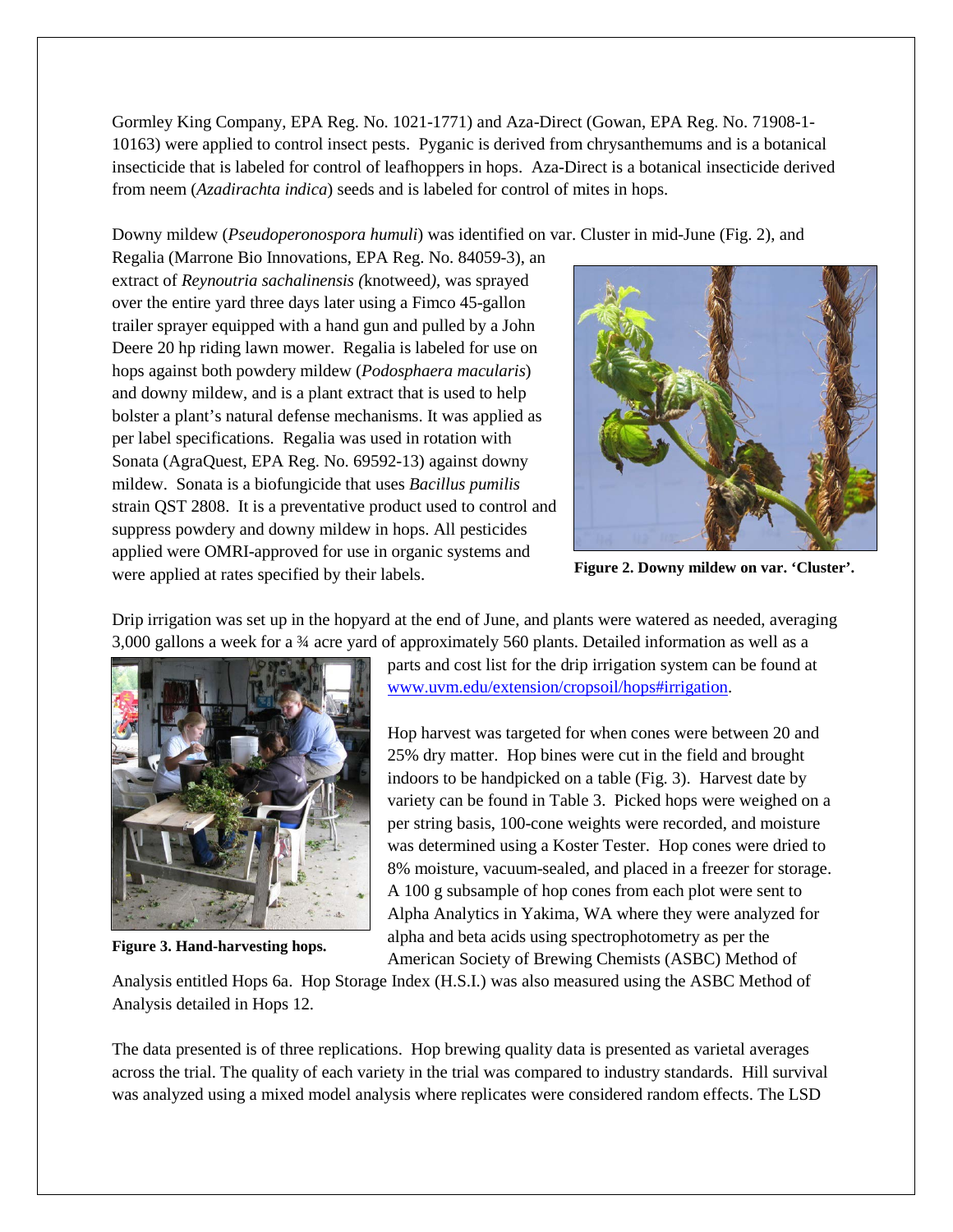Gormley King Company, EPA Reg. No. 1021-1771) and Aza-Direct (Gowan, EPA Reg. No. 71908-1-10163) were applied to control insect pests. Pyganic is derived from chrysanthemums and is a botanical insecticide that is labeled for control of leafhoppers in hops. Aza-Direct is a botanical insecticide derived from neem (*Azadirachta indica*) seeds and is labeled for control of mites in hops.

Downy mildew (*Pseudoperonospora humuli*) was identified on var. Cluster in mid-June (Fig. 2), and Regalia (Marrone Bio Innovations, EPA Reg. No. 84059-3), an extract of *Reynoutria sachalinensis (*knotweed*)*, was sprayed over the entire yard three days later using a Fimco 45-gallon trailer sprayer equipped with a hand gun and pulled by a John Deere 20 hp riding lawn mower. Regalia is labeled for use on hops against both powdery mildew (*Podosphaera macularis*) and downy mildew, and is a plant extract that is used to help bolster a plant's natural defense mechanisms. It was applied as per label specifications. Regalia was used in rotation with Sonata (AgraQuest, EPA Reg. No. 69592-13) against downy mildew. Sonata is a biofungicide that uses *Bacillus pumilis* strain QST 2808. It is a preventative product used to control and suppress powdery and downy mildew in hops. All pesticides applied were OMRI-approved for use in organic systems and were applied at rates specified by their labels.

**Figure 2. Downy mildew on var. 'Cluster'.**

Drip irrigation was set up in the hopyard at the end of June, and plants were watered as needed, averaging 3,000 gallons a week for a ¾ acre yard of approximately 560 plants. Detailed information as well as a parts and cost list for the drip irrigation system can be found at www.uvm.edu/extension/cropsoil/hops#irrigation.

**Figure 3. Hand-harvesting hops.**

Hop harvest was targeted for when cones were between 20 and 25% dry matter. Hop bines were cut in the field and brought indoors to be handpicked on a table (Fig. 3). Harvest date by variety can be found in Table 3. Picked hops were weighed on a per string basis, 100-cone weights were recorded, and moisture was determined using a Koster Tester. Hop cones were dried to 8% moisture, vacuum-sealed, and placed in a freezer for storage. A 100 g subsample of hop cones from each plot were sent to Alpha Analytics in Yakima, WA where they were analyzed for alpha and beta acids using spectrophotometry as per the American Society of Brewing Chemists (ASBC) Method of Analysis entitled Hops 6a. Hop Storage Index (H.S.I.) was also measured using the ASBC Method of Analysis detailed in Hops 12.

The data presented is of three replications. Hop brewing quality data is presented as varietal averages across the trial. The quality of each variety in the trial was compared to industry standards. Hill survival was analyzed using a mixed model analysis where replicates were considered random effects. The LSD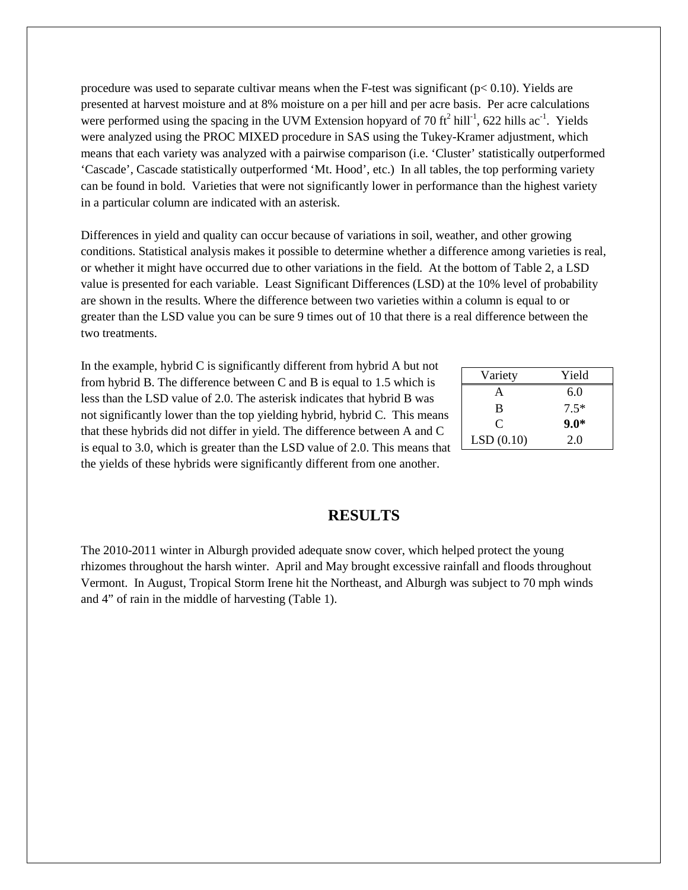procedure was used to separate cultivar means when the F-test was significant ($p < 0.10$). Yields are presented at harvest moisture and at 8% moisture on a per hill and per acre basis. Per acre calculations were performed using the spacing in the UVM Extension hopyard of 70 $ft^2$ $hill^{-1}$, 622 hills $ac^{-1}$. Yields were analyzed using the PROC MIXED procedure in SAS using the Tukey-Kramer adjustment, which means that each variety was analyzed with a pairwise comparison (i.e. 'Cluster' statistically outperformed 'Cascade', Cascade statistically outperformed 'Mt. Hood', etc.) In all tables, the top performing variety can be found in bold. Varieties that were not significantly lower in performance than the highest variety in a particular column are indicated with an asterisk.

Differences in yield and quality can occur because of variations in soil, weather, and other growing conditions. Statistical analysis makes it possible to determine whether a difference among varieties is real, or whether it might have occurred due to other variations in the field. At the bottom of Table 2, a LSD value is presented for each variable. Least Significant Differences (LSD) at the 10% level of probability are shown in the results. Where the difference between two varieties within a column is equal to or greater than the LSD value you can be sure 9 times out of 10 that there is a real difference between the two treatments.

In the example, hybrid C is significantly different from hybrid A but not from hybrid B. The difference between C and B is equal to 1.5 which is less than the LSD value of 2.0. The asterisk indicates that hybrid B was not significantly lower than the top yielding hybrid, hybrid C. This means that these hybrids did not differ in yield. The difference between A and C is equal to 3.0, which is greater than the LSD value of 2.0. This means that the yields of these hybrids were significantly different from one another.

| Variety | Yield |
|---|---|
| A | 6.0 |
| B | 7.5* |
| C | **9.0*** |
| LSD (0.10) | 2.0 |

## RESULTS

The 2010-2011 winter in Alburgh provided adequate snow cover, which helped protect the young rhizomes throughout the harsh winter. April and May brought excessive rainfall and floods throughout Vermont. In August, Tropical Storm Irene hit the Northeast, and Alburgh was subject to 70 mph winds and 4" of rain in the middle of harvesting (Table 1).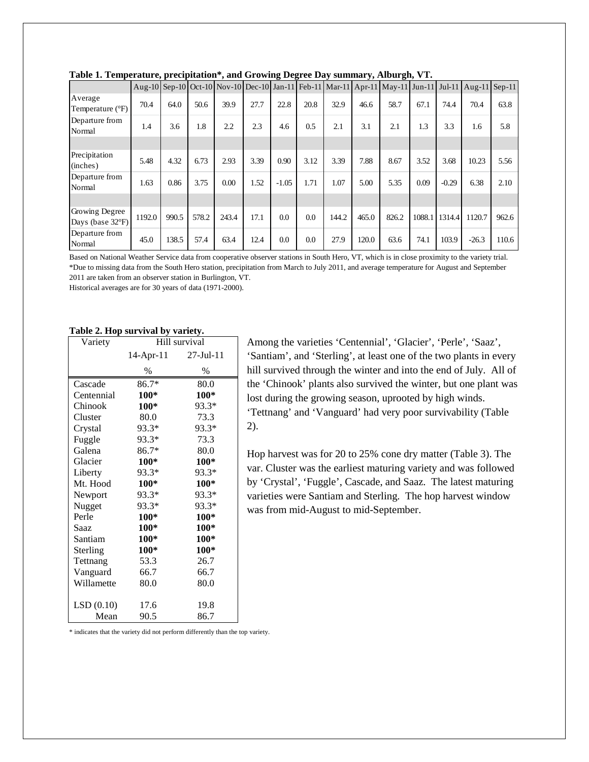**Table 1. Temperature, precipitation*, and Growing Degree Day summary, Alburgh, VT.**

| | Aug-10 | Sep-10 | Oct-10 | Nov-10 | Dec-10 | Jan-11 | Feb-11 | Mar-11 | Apr-11 | May-11 | Jun-11 | Jul-11 | Aug-11 | Sep-11 |
|---|---|---|---|---|---|---|---|---|---|---|---|---|---|---|
| Average Temperature (°F) | 70.4 | 64.0 | 50.6 | 39.9 | 27.7 | 22.8 | 20.8 | 32.9 | 46.6 | 58.7 | 67.1 | 74.4 | 70.4 | 63.8 |
| Departure from Normal | 1.4 | 3.6 | 1.8 | 2.2 | 2.3 | 4.6 | 0.5 | 2.1 | 3.1 | 2.1 | 1.3 | 3.3 | 1.6 | 5.8 |
| | | | | | | | | | | | | | | |
| Precipitation (inches) | 5.48 | 4.32 | 6.73 | 2.93 | 3.39 | 0.90 | 3.12 | 3.39 | 7.88 | 8.67 | 3.52 | 3.68 | 10.23 | 5.56 |
| Departure from Normal | 1.63 | 0.86 | 3.75 | 0.00 | 1.52 | -1.05 | 1.71 | 1.07 | 5.00 | 5.35 | 0.09 | -0.29 | 6.38 | 2.10 |
| | | | | | | | | | | | | | | |
| Growing Degree Days (base 32°F) | 1192.0 | 990.5 | 578.2 | 243.4 | 17.1 | 0.0 | 0.0 | 144.2 | 465.0 | 826.2 | 1088.1 | 1314.4 | 1120.7 | 962.6 |
| Departure from Normal | 45.0 | 138.5 | 57.4 | 63.4 | 12.4 | 0.0 | 0.0 | 27.9 | 120.0 | 63.6 | 74.1 | 103.9 | -26.3 | 110.6 |

Based on National Weather Service data from cooperative observer stations in South Hero, VT, which is in close proximity to the variety trial.
*Due to missing data from the South Hero station, precipitation from March to July 2011, and average temperature for August and September 2011 are taken from an observer station in Burlington, VT.
Historical averages are for 30 years of data (1971-2000).

**Table 2. Hop survival by variety.**

| Variety | Hill survival | |
|---|---|---|
| | 14-Apr-11 | 27-Jul-11 |
| | % | % |
| Cascade | 86.7* | 80.0 |
| Centennial | **100*** | **100*** |
| Chinook | **100*** | 93.3* |
| Cluster | 80.0 | 73.3 |
| Crystal | 93.3* | 93.3* |
| Fuggle | 93.3* | 73.3 |
| Galena | 86.7* | 80.0 |
| Glacier | **100*** | **100*** |
| Liberty | 93.3* | 93.3* |
| Mt. Hood | **100*** | **100*** |
| Newport | 93.3* | 93.3* |
| Nugget | 93.3* | 93.3* |
| Perle | **100*** | **100*** |
| Saaz | **100*** | **100*** |
| Santiam | **100*** | **100*** |
| Sterling | **100*** | **100*** |
| Tettnang | 53.3 | 26.7 |
| Vanguard | 66.7 | 66.7 |
| Willamette | 80.0 | 80.0 |
| LSD (0.10) | 17.6 | 19.8 |
| Mean | 90.5 | 86.7 |

* indicates that the variety did not perform differently than the top variety.

Among the varieties 'Centennial', 'Glacier', 'Perle', 'Saaz', 'Santiam', and 'Sterling', at least one of the two plants in every hill survived through the winter and into the end of July. All of the 'Chinook' plants also survived the winter, but one plant was lost during the growing season, uprooted by high winds. 'Tettnang' and 'Vanguard' had very poor survivability (Table 2).

Hop harvest was for 20 to 25% cone dry matter (Table 3). The var. Cluster was the earliest maturing variety and was followed by 'Crystal', 'Fuggle', Cascade, and Saaz. The latest maturing varieties were Santiam and Sterling. The hop harvest window was from mid-August to mid-September.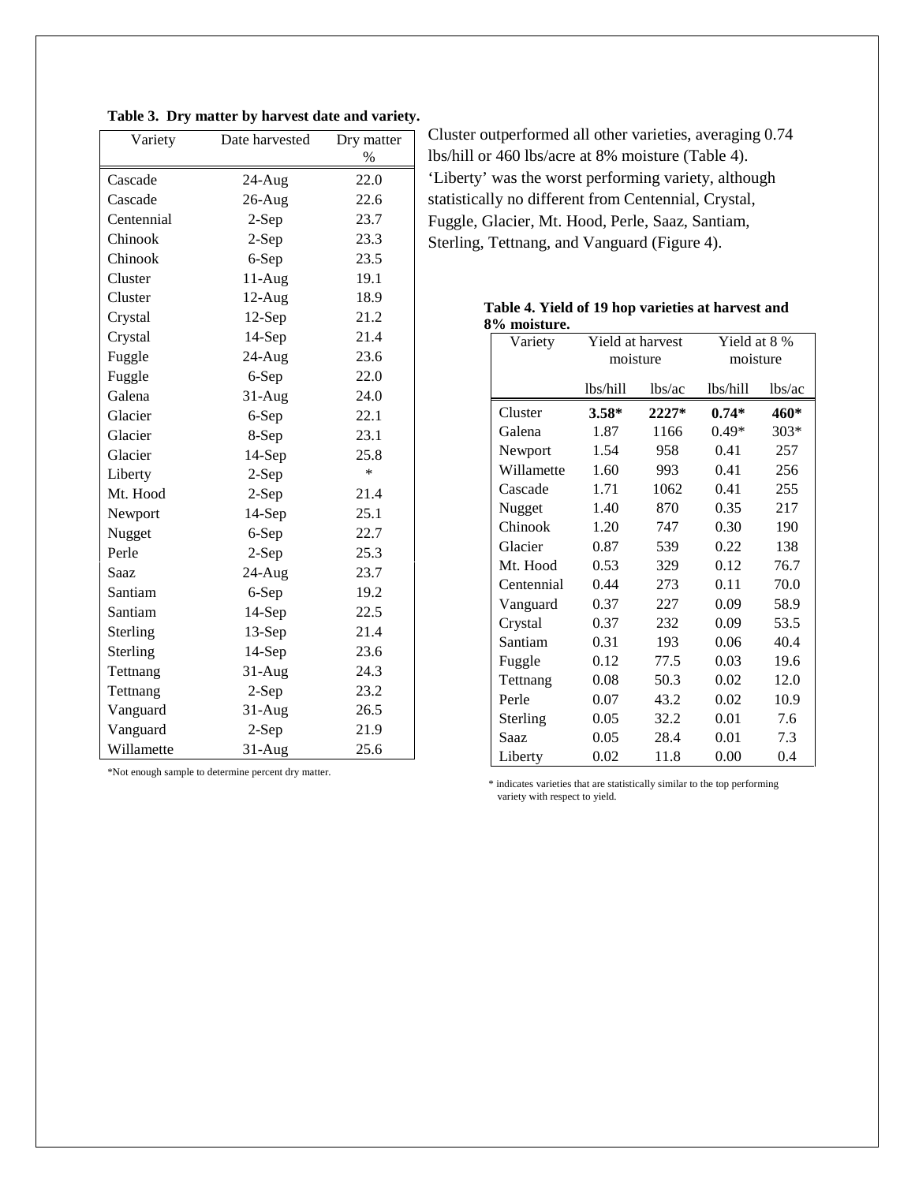**Table 3. Dry matter by harvest date and variety.**

| Variety | Date harvested | Dry matter % |
|---|---|---|
| Cascade | 24-Aug | 22.0 |
| Cascade | 26-Aug | 22.6 |
| Centennial | 2-Sep | 23.7 |
| Chinook | 2-Sep | 23.3 |
| Chinook | 6-Sep | 23.5 |
| Cluster | 11-Aug | 19.1 |
| Cluster | 12-Aug | 18.9 |
| Crystal | 12-Sep | 21.2 |
| Crystal | 14-Sep | 21.4 |
| Fuggle | 24-Aug | 23.6 |
| Fuggle | 6-Sep | 22.0 |
| Galena | 31-Aug | 24.0 |
| Glacier | 6-Sep | 22.1 |
| Glacier | 8-Sep | 23.1 |
| Glacier | 14-Sep | 25.8 |
| Liberty | 2-Sep | * |
| Mt. Hood | 2-Sep | 21.4 |
| Newport | 14-Sep | 25.1 |
| Nugget | 6-Sep | 22.7 |
| Perle | 2-Sep | 25.3 |
| Saaz | 24-Aug | 23.7 |
| Santiam | 6-Sep | 19.2 |
| Santiam | 14-Sep | 22.5 |
| Sterling | 13-Sep | 21.4 |
| Sterling | 14-Sep | 23.6 |
| Tettnang | 31-Aug | 24.3 |
| Tettnang | 2-Sep | 23.2 |
| Vanguard | 31-Aug | 26.5 |
| Vanguard | 2-Sep | 21.9 |
| Willamette | 31-Aug | 25.6 |

*Not enough sample to determine percent dry matter.

Cluster outperformed all other varieties, averaging 0.74 lbs/hill or 460 lbs/acre at 8% moisture (Table 4). 'Liberty' was the worst performing variety, although statistically no different from Centennial, Crystal, Fuggle, Glacier, Mt. Hood, Perle, Saaz, Santiam, Sterling, Tettnang, and Vanguard (Figure 4).

**Table 4. Yield of 19 hop varieties at harvest and 8% moisture.**

| Variety | Yield at harvest moisture | | Yield at 8 % moisture | |
|---|---|---|---|---|
| | lbs/hill | lbs/ac | lbs/hill | lbs/ac |
| Cluster | **3.58*** | **2227*** | **0.74*** | **460*** |
| Galena | 1.87 | 1166 | 0.49* | 303* |
| Newport | 1.54 | 958 | 0.41 | 257 |
| Willamette | 1.60 | 993 | 0.41 | 256 |
| Cascade | 1.71 | 1062 | 0.41 | 255 |
| Nugget | 1.40 | 870 | 0.35 | 217 |
| Chinook | 1.20 | 747 | 0.30 | 190 |
| Glacier | 0.87 | 539 | 0.22 | 138 |
| Mt. Hood | 0.53 | 329 | 0.12 | 76.7 |
| Centennial | 0.44 | 273 | 0.11 | 70.0 |
| Vanguard | 0.37 | 227 | 0.09 | 58.9 |
| Crystal | 0.37 | 232 | 0.09 | 53.5 |
| Santiam | 0.31 | 193 | 0.06 | 40.4 |
| Fuggle | 0.12 | 77.5 | 0.03 | 19.6 |
| Tettnang | 0.08 | 50.3 | 0.02 | 12.0 |
| Perle | 0.07 | 43.2 | 0.02 | 10.9 |
| Sterling | 0.05 | 32.2 | 0.01 | 7.6 |
| Saaz | 0.05 | 28.4 | 0.01 | 7.3 |
| Liberty | 0.02 | 11.8 | 0.00 | 0.4 |

* indicates varieties that are statistically similar to the top performing variety with respect to yield.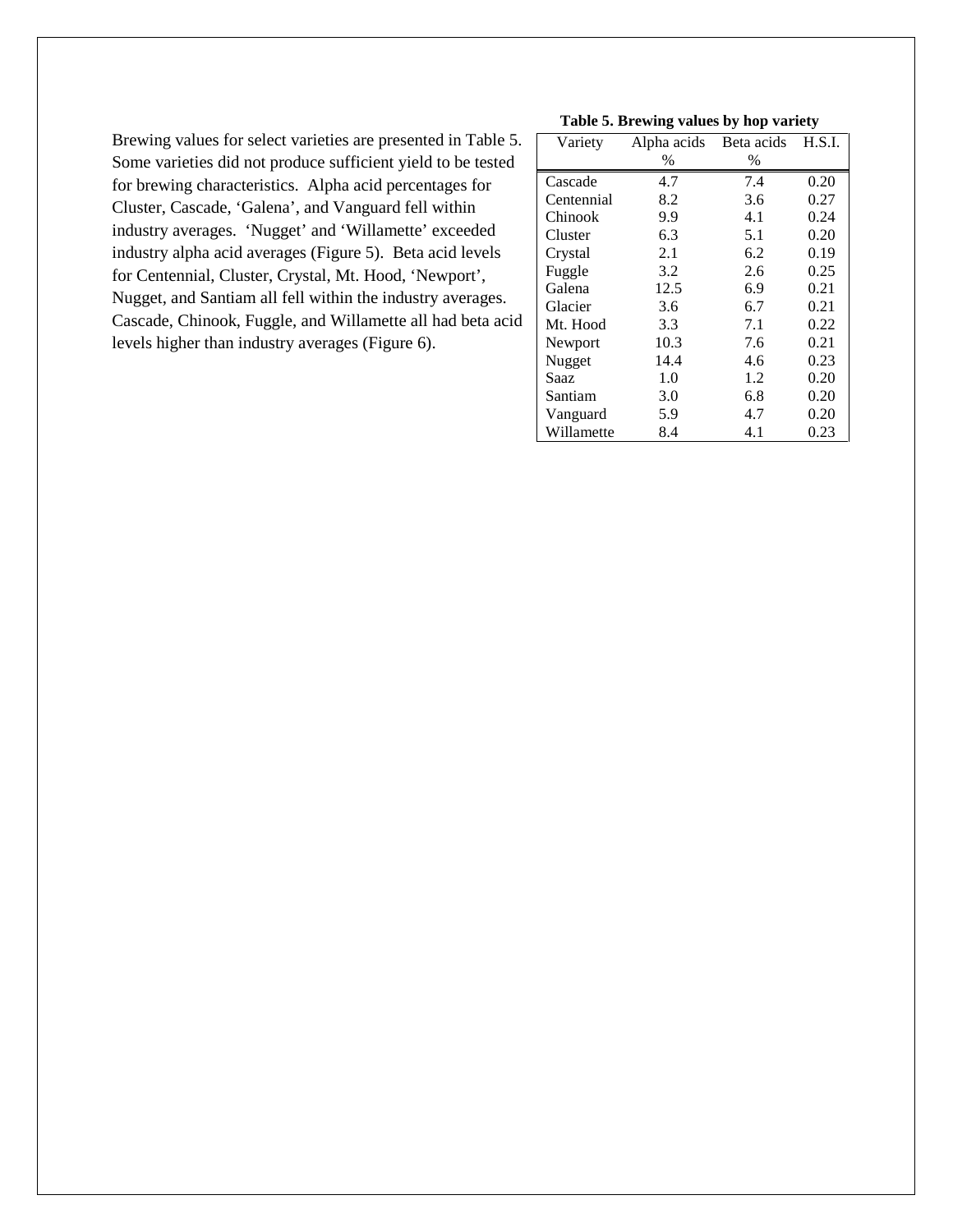Brewing values for select varieties are presented in Table 5. Some varieties did not produce sufficient yield to be tested for brewing characteristics. Alpha acid percentages for Cluster, Cascade, 'Galena', and Vanguard fell within industry averages. 'Nugget' and 'Willamette' exceeded industry alpha acid averages (Figure 5). Beta acid levels for Centennial, Cluster, Crystal, Mt. Hood, 'Newport', Nugget, and Santiam all fell within the industry averages. Cascade, Chinook, Fuggle, and Willamette all had beta acid levels higher than industry averages (Figure 6).

**Table 5. Brewing values by hop variety**

| Variety | Alpha acids % | Beta acids % | H.S.I. |
|---|---|---|---|
| Cascade | 4.7 | 7.4 | 0.20 |
| Centennial | 8.2 | 3.6 | 0.27 |
| Chinook | 9.9 | 4.1 | 0.24 |
| Cluster | 6.3 | 5.1 | 0.20 |
| Crystal | 2.1 | 6.2 | 0.19 |
| Fuggle | 3.2 | 2.6 | 0.25 |
| Galena | 12.5 | 6.9 | 0.21 |
| Glacier | 3.6 | 6.7 | 0.21 |
| Mt. Hood | 3.3 | 7.1 | 0.22 |
| Newport | 10.3 | 7.6 | 0.21 |
| Nugget | 14.4 | 4.6 | 0.23 |
| Saaz | 1.0 | 1.2 | 0.20 |
| Santiam | 3.0 | 6.8 | 0.20 |
| Vanguard | 5.9 | 4.7 | 0.20 |
| Willamette | 8.4 | 4.1 | 0.23 |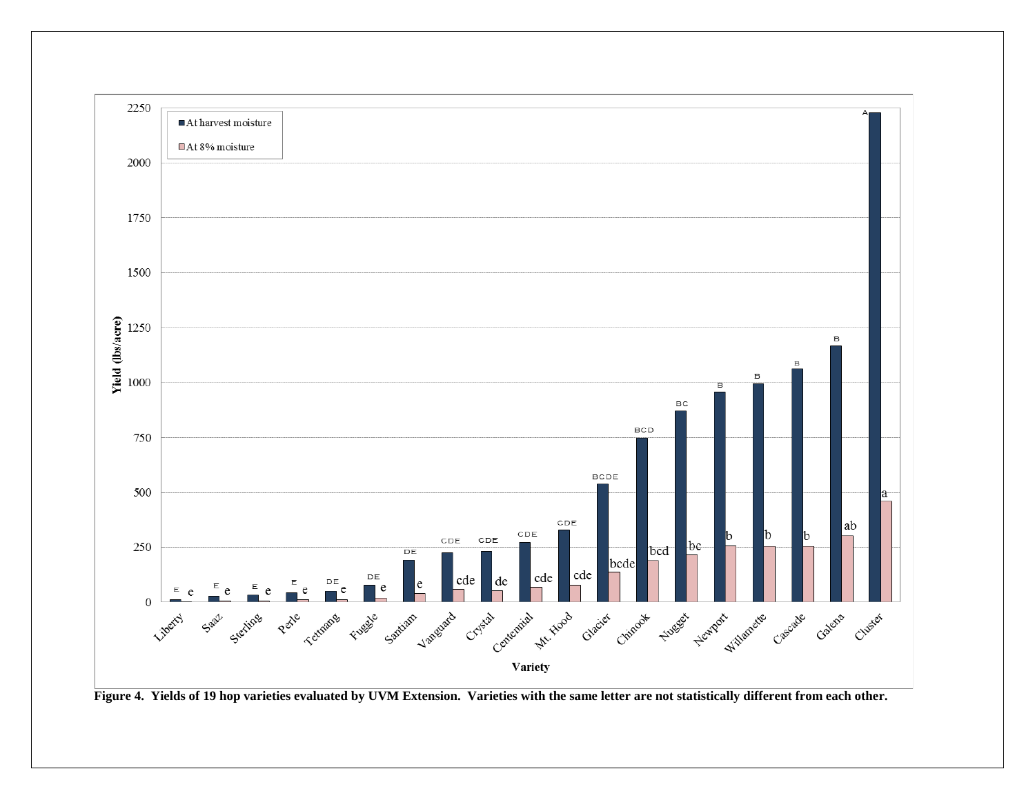**Figure 4. Yields of 19 hop varieties evaluated by UVM Extension. Varieties with the same letter are not statistically different from each other.**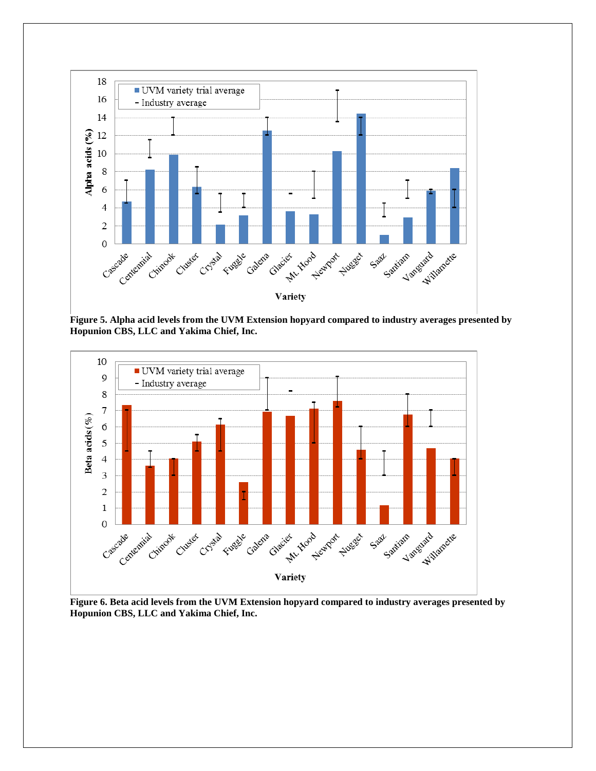**Figure 5. Alpha acid levels from the UVM Extension hopyard compared to industry averages presented by Hopunion CBS, LLC and Yakima Chief, Inc.**

**Figure 6. Beta acid levels from the UVM Extension hopyard compared to industry averages presented by Hopunion CBS, LLC and Yakima Chief, Inc.**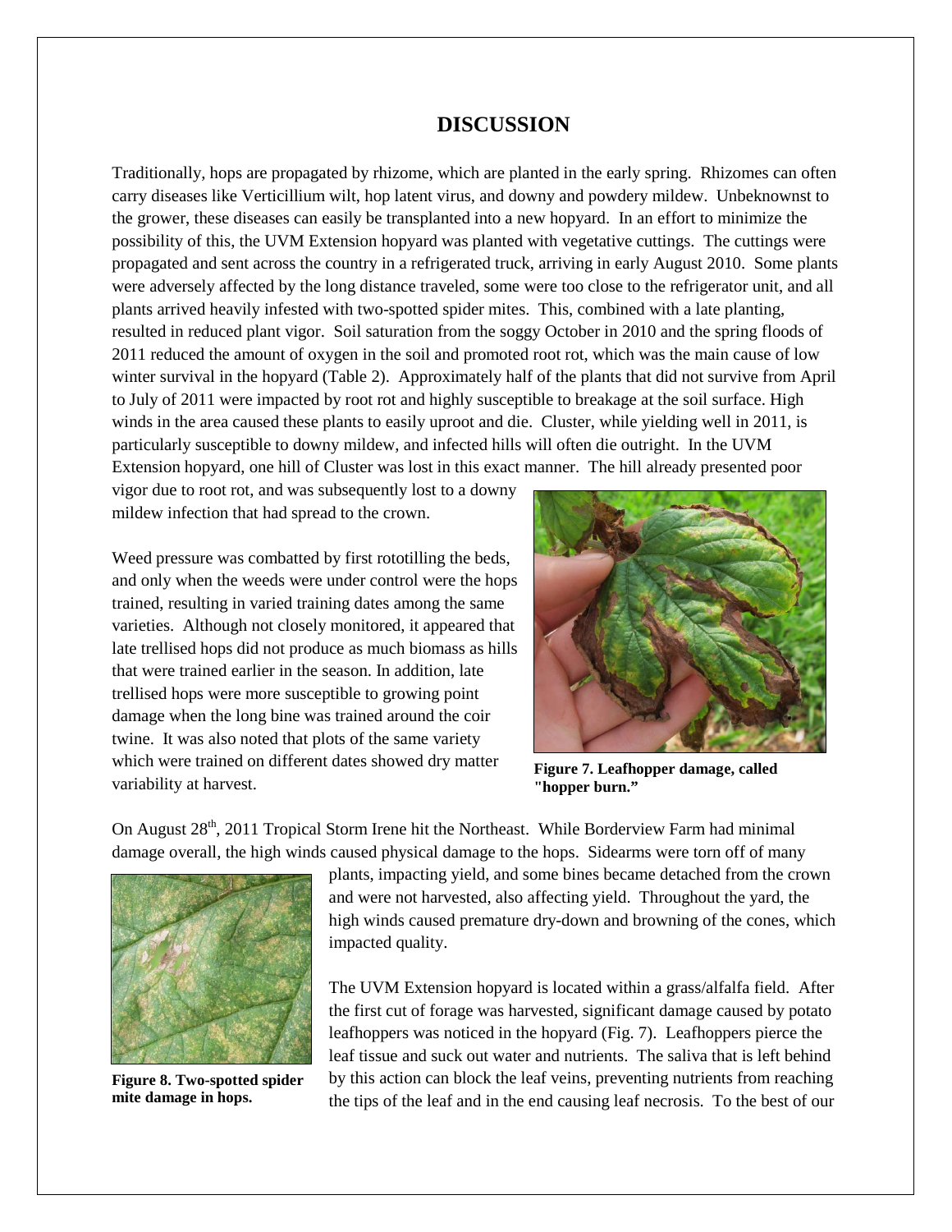## DISCUSSION

Traditionally, hops are propagated by rhizome, which are planted in the early spring. Rhizomes can often carry diseases like Verticillium wilt, hop latent virus, and downy and powdery mildew. Unbeknownst to the grower, these diseases can easily be transplanted into a new hopyard. In an effort to minimize the possibility of this, the UVM Extension hopyard was planted with vegetative cuttings. The cuttings were propagated and sent across the country in a refrigerated truck, arriving in early August 2010. Some plants were adversely affected by the long distance traveled, some were too close to the refrigerator unit, and all plants arrived heavily infested with two-spotted spider mites. This, combined with a late planting, resulted in reduced plant vigor. Soil saturation from the soggy October in 2010 and the spring floods of 2011 reduced the amount of oxygen in the soil and promoted root rot, which was the main cause of low winter survival in the hopyard (Table 2). Approximately half of the plants that did not survive from April to July of 2011 were impacted by root rot and highly susceptible to breakage at the soil surface. High winds in the area caused these plants to easily uproot and die. Cluster, while yielding well in 2011, is particularly susceptible to downy mildew, and infected hills will often die outright. In the UVM Extension hopyard, one hill of Cluster was lost in this exact manner. The hill already presented poor vigor due to root rot, and was subsequently lost to a downy mildew infection that had spread to the crown.

Weed pressure was combatted by first rototilling the beds, and only when the weeds were under control were the hops trained, resulting in varied training dates among the same varieties. Although not closely monitored, it appeared that late trellised hops did not produce as much biomass as hills that were trained earlier in the season. In addition, late trellised hops were more susceptible to growing point damage when the long bine was trained around the coir twine. It was also noted that plots of the same variety which were trained on different dates showed dry matter variability at harvest.

**Figure 7. Leafhopper damage, called "hopper burn."**

On August 28th, 2011 Tropical Storm Irene hit the Northeast. While Borderview Farm had minimal damage overall, the high winds caused physical damage to the hops. Sidearms were torn off of many plants, impacting yield, and some bines became detached from the crown and were not harvested, also affecting yield. Throughout the yard, the high winds caused premature dry-down and browning of the cones, which impacted quality.

**Figure 8. Two-spotted spider mite damage in hops.**

The UVM Extension hopyard is located within a grass/alfalfa field. After the first cut of forage was harvested, significant damage caused by potato leafhoppers was noticed in the hopyard (Fig. 7). Leafhoppers pierce the leaf tissue and suck out water and nutrients. The saliva that is left behind by this action can block the leaf veins, preventing nutrients from reaching the tips of the leaf and in the end causing leaf necrosis. To the best of our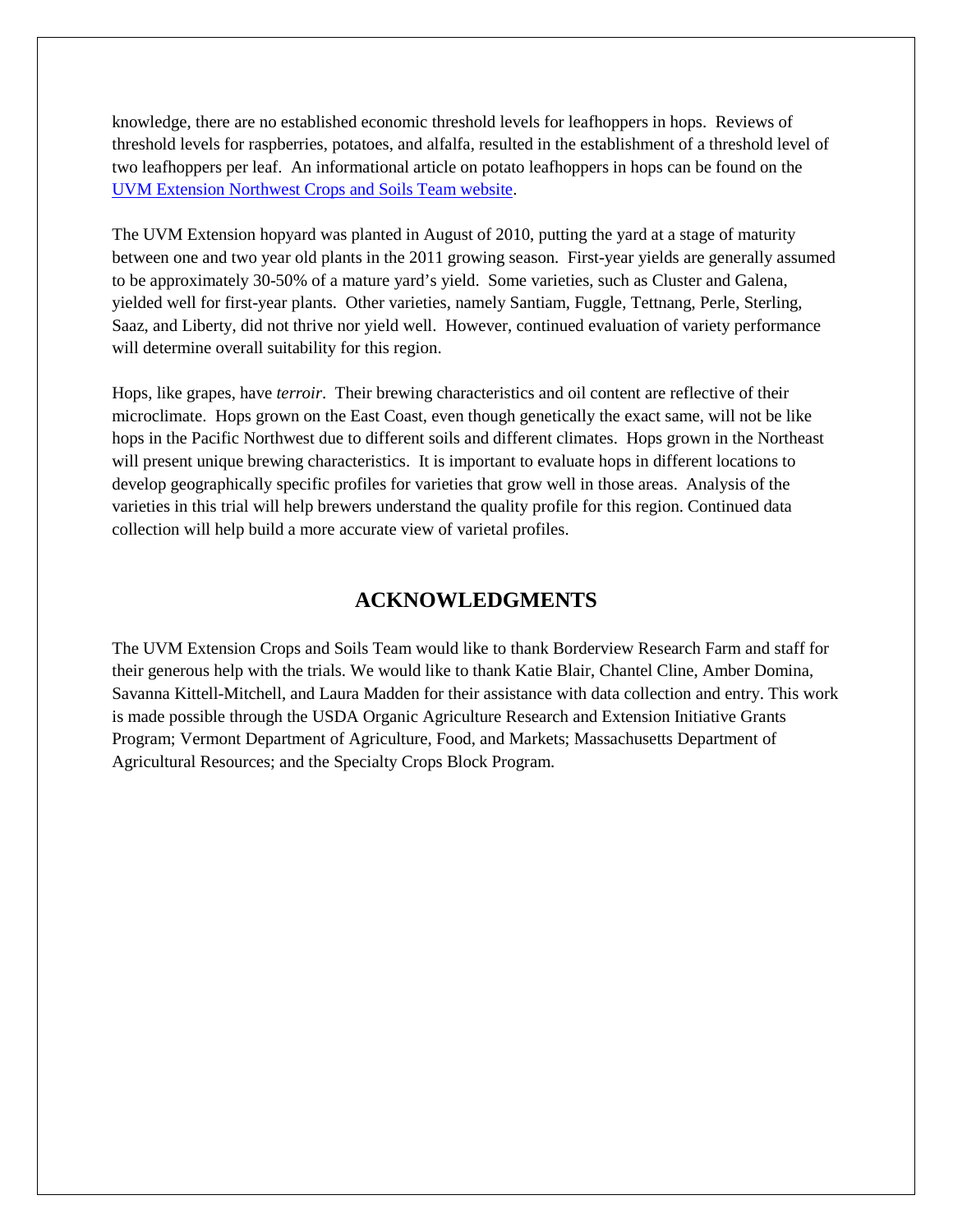knowledge, there are no established economic threshold levels for leafhoppers in hops. Reviews of threshold levels for raspberries, potatoes, and alfalfa, resulted in the establishment of a threshold level of two leafhoppers per leaf. An informational article on potato leafhoppers in hops can be found on the UVM Extension Northwest Crops and Soils Team website.

The UVM Extension hopyard was planted in August of 2010, putting the yard at a stage of maturity between one and two year old plants in the 2011 growing season. First-year yields are generally assumed to be approximately 30-50% of a mature yard's yield. Some varieties, such as Cluster and Galena, yielded well for first-year plants. Other varieties, namely Santiam, Fuggle, Tettnang, Perle, Sterling, Saaz, and Liberty, did not thrive nor yield well. However, continued evaluation of variety performance will determine overall suitability for this region.

Hops, like grapes, have *terroir*. Their brewing characteristics and oil content are reflective of their microclimate. Hops grown on the East Coast, even though genetically the exact same, will not be like hops in the Pacific Northwest due to different soils and different climates. Hops grown in the Northeast will present unique brewing characteristics. It is important to evaluate hops in different locations to develop geographically specific profiles for varieties that grow well in those areas. Analysis of the varieties in this trial will help brewers understand the quality profile for this region. Continued data collection will help build a more accurate view of varietal profiles.

## ACKNOWLEDGMENTS

The UVM Extension Crops and Soils Team would like to thank Borderview Research Farm and staff for their generous help with the trials. We would like to thank Katie Blair, Chantel Cline, Amber Domina, Savanna Kittell-Mitchell, and Laura Madden for their assistance with data collection and entry. This work is made possible through the USDA Organic Agriculture Research and Extension Initiative Grants Program; Vermont Department of Agriculture, Food, and Markets; Massachusetts Department of Agricultural Resources; and the Specialty Crops Block Program.